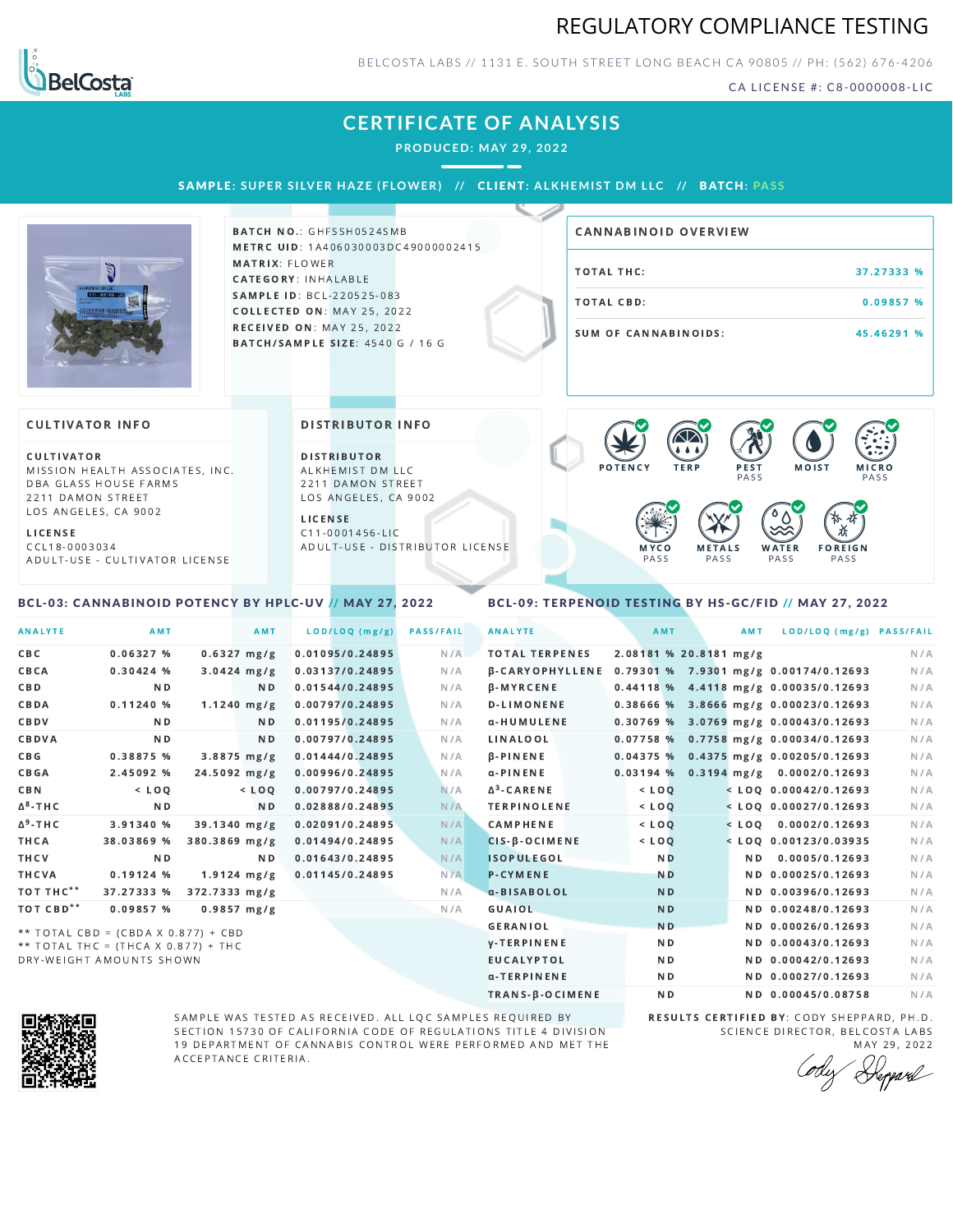# REGULATORY COMPLIANCE TESTING

BELCOSTA LABS // 1131 E. SOUTH STREET LONG BEACH CA 90805 // PH: (562) 676-4206

CA LICENSE #: C8-0000008-LIC

## CERTIFICATE OF ANALYSIS

PRODUCED: MAY 29, 2022

**SAMPLE:** SUPER SILVER HAZE (FLOWER) // **CLIENT:** ALKHEMIST DM LLC // **BATCH:** PASS

**BATCH NO.:** GHFSSH0524SMB
**METRC UID:** 1A406030003DC49000002415
**MATRIX:** FLOWER
**CATEGORY:** INHALABLE
**SAMPLE ID:** BCL-220525-083
**COLLECTED ON:** MAY 25, 2022
**RECEIVED ON:** MAY 25, 2022
**BATCH/SAMPLE SIZE:** 4540 G / 16 G

### CANNABINOID OVERVIEW

| | |
|---|---|
| TOTAL THC: | 37.27333 % |
| TOTAL CBD: | 0.09857 % |
| SUM OF CANNABINOIDS: | 45.46291 % |

### CULTIVATOR INFO

**CULTIVATOR**
MISSION HEALTH ASSOCIATES, INC.
DBA GLASS HOUSE FARMS
2211 DAMON STREET
LOS ANGELES, CA 9002

**LICENSE**
CCL18-0003034
ADULT-USE - CULTIVATOR LICENSE

### DISTRIBUTOR INFO

**DISTRIBUTOR**
ALKHEMIST DM LLC
2211 DAMON STREET
LOS ANGELES, CA 9002

**LICENSE**
C11-0001456-LIC
ADULT-USE - DISTRIBUTOR LICENSE

POTENCY | TERP | PEST PASS | MOIST | MICRO PASS | MYCO PASS | METALS PASS | WATER PASS | FOREIGN PASS

### BCL-03: CANNABINOID POTENCY BY HPLC-UV // MAY 27, 2022

| ANALYTE | AMT | AMT | LOD/LOQ (mg/g) | PASS/FAIL |
|---|---|---|---|---|
| CBC | 0.06327 % | 0.6327 mg/g | 0.01095/0.24895 | N/A |
| CBCA | 0.30424 % | 3.0424 mg/g | 0.03137/0.24895 | N/A |
| CBD | ND | ND | 0.01544/0.24895 | N/A |
| CBDA | 0.11240 % | 1.1240 mg/g | 0.00797/0.24895 | N/A |
| CBDV | ND | ND | 0.01195/0.24895 | N/A |
| CBDVA | ND | ND | 0.00797/0.24895 | N/A |
| CBG | 0.38875 % | 3.8875 mg/g | 0.01444/0.24895 | N/A |
| CBGA | 2.45092 % | 24.5092 mg/g | 0.00996/0.24895 | N/A |
| CBN | < LOQ | < LOQ | 0.00797/0.24895 | N/A |
| Δ8-THC | ND | ND | 0.02888/0.24895 | N/A |
| Δ9-THC | 3.91340 % | 39.1340 mg/g | 0.02091/0.24895 | N/A |
| THCA | 38.03869 % | 380.3869 mg/g | 0.01494/0.24895 | N/A |
| THCV | ND | ND | 0.01643/0.24895 | N/A |
| THCVA | 0.19124 % | 1.9124 mg/g | 0.01145/0.24895 | N/A |
| TOT THC** | 37.27333 % | 372.7333 mg/g | | N/A |
| TOT CBD** | 0.09857 % | 0.9857 mg/g | | N/A |

** TOTAL CBD = (CBDA X 0.877) + CBD
** TOTAL THC = (THCA X 0.877) + THC
DRY-WEIGHT AMOUNTS SHOWN

### BCL-09: TERPENOID TESTING BY HS-GC/FID // MAY 27, 2022

| ANALYTE | AMT | AMT | LOD/LOQ (mg/g) | PASS/FAIL |
|---|---|---|---|---|
| TOTAL TERPENES | 2.08181 % | 20.8181 mg/g | | N/A |
| β-CARYOPHYLLENE | 0.79301 % | 7.9301 mg/g | 0.00174/0.12693 | N/A |
| β-MYRCENE | 0.44118 % | 4.4118 mg/g | 0.00035/0.12693 | N/A |
| D-LIMONENE | 0.38666 % | 3.8666 mg/g | 0.00023/0.12693 | N/A |
| α-HUMULENE | 0.30769 % | 3.0769 mg/g | 0.00043/0.12693 | N/A |
| LINALOOL | 0.07758 % | 0.7758 mg/g | 0.00034/0.12693 | N/A |
| β-PINENE | 0.04375 % | 0.4375 mg/g | 0.00205/0.12693 | N/A |
| α-PINENE | 0.03194 % | 0.3194 mg/g | 0.0002/0.12693 | N/A |
| Δ3-CARENE | < LOQ | < LOQ | 0.00042/0.12693 | N/A |
| TERPINOLENE | < LOQ | < LOQ | 0.00027/0.12693 | N/A |
| CAMPHENE | < LOQ | < LOQ | 0.0002/0.12693 | N/A |
| CIS-β-OCIMENE | < LOQ | < LOQ | 0.00123/0.03935 | N/A |
| ISOPULEGOL | ND | ND | 0.0005/0.12693 | N/A |
| P-CYMENE | ND | ND | 0.00025/0.12693 | N/A |
| α-BISABOLOL | ND | ND | 0.00396/0.12693 | N/A |
| GUAIOL | ND | ND | 0.00248/0.12693 | N/A |
| GERANIOL | ND | ND | 0.00026/0.12693 | N/A |
| γ-TERPINENE | ND | ND | 0.00043/0.12693 | N/A |
| EUCALYPTOL | ND | ND | 0.00042/0.12693 | N/A |
| α-TERPINENE | ND | ND | 0.00027/0.12693 | N/A |
| TRANS-β-OCIMENE | ND | ND | 0.00045/0.08758 | N/A |

SAMPLE WAS TESTED AS RECEIVED. ALL LQC SAMPLES REQUIRED BY SECTION 15730 OF CALIFORNIA CODE OF REGULATIONS TITLE 4 DIVISION 19 DEPARTMENT OF CANNABIS CONTROL WERE PERFORMED AND MET THE ACCEPTANCE CRITERIA.

**RESULTS CERTIFIED BY:** CODY SHEPPARD, PH.D.
SCIENCE DIRECTOR, BELCOSTA LABS
MAY 29, 2022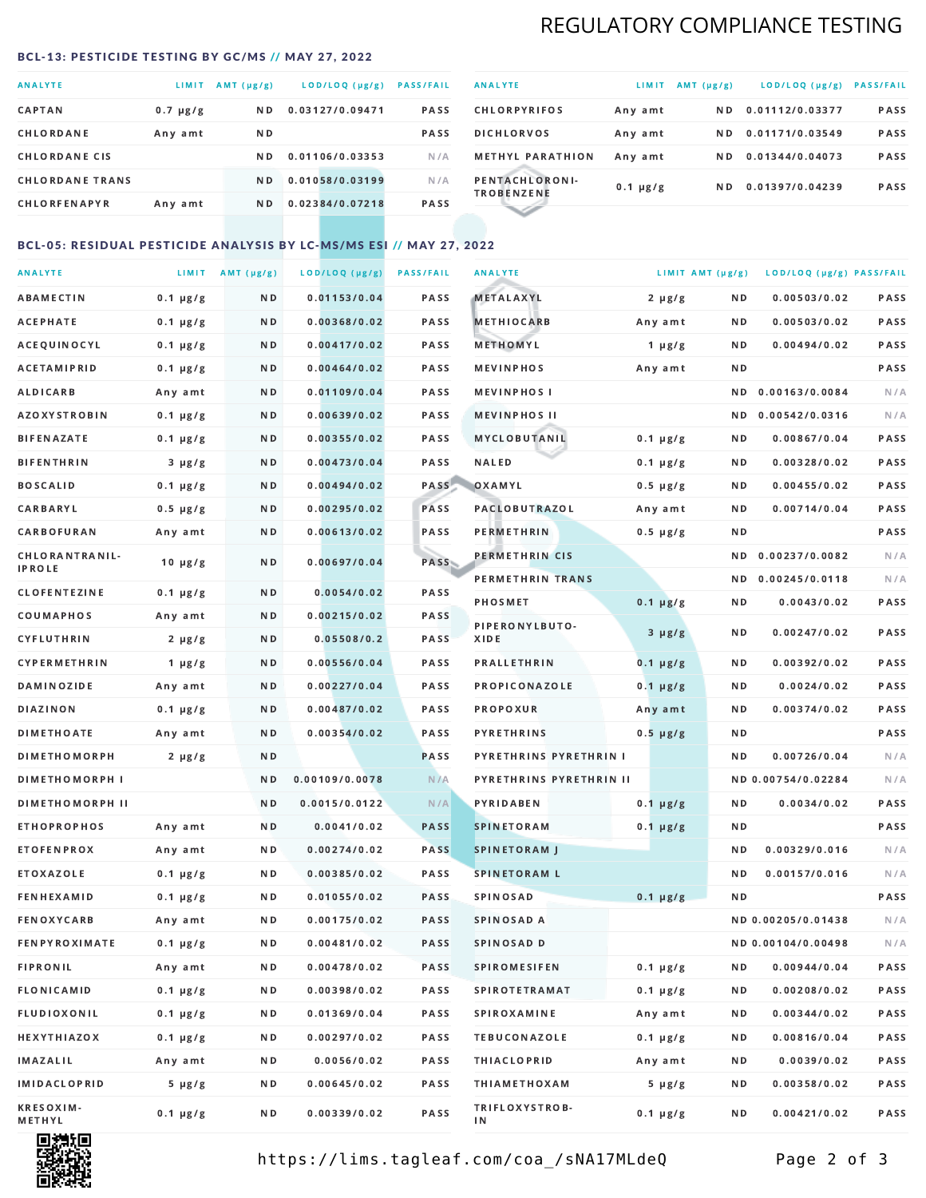# REGULATORY COMPLIANCE TESTING

## BCL-13: PESTICIDE TESTING BY GC/MS // MAY 27, 2022

| ANALYTE | LIMIT | AMT (μg/g) | LOD/LOQ (μg/g) | PASS/FAIL |
|---|---|---|---|---|
| CAPTAN | 0.7 μg/g | ND | 0.03127/0.09471 | PASS |
| CHLORDANE | Any amt | ND | | PASS |
| CHLORDANE CIS | | ND | 0.01106/0.03353 | N/A |
| CHLORDANE TRANS | | ND | 0.01058/0.03199 | N/A |
| CHLORFENAPYR | Any amt | ND | 0.02384/0.07218 | PASS |
| CHLORPYRIFOS | Any amt | ND | 0.01112/0.03377 | PASS |
| DICHLORVOS | Any amt | ND | 0.01171/0.03549 | PASS |
| METHYL PARATHION | Any amt | ND | 0.01344/0.04073 | PASS |
| PENTACHLORONITROBENZENE | 0.1 μg/g | ND | 0.01397/0.04239 | PASS |

## BCL-05: RESIDUAL PESTICIDE ANALYSIS BY LC-MS/MS ESI // MAY 27, 2022

| ANALYTE | LIMIT | AMT (μg/g) | LOD/LOQ (μg/g) | PASS/FAIL |
|---|---|---|---|---|
| ABAMECTIN | 0.1 μg/g | ND | 0.01153/0.04 | PASS |
| ACEPHATE | 0.1 μg/g | ND | 0.00368/0.02 | PASS |
| ACEQUINOCYL | 0.1 μg/g | ND | 0.00417/0.02 | PASS |
| ACETAMIPRID | 0.1 μg/g | ND | 0.00464/0.02 | PASS |
| ALDICARB | Any amt | ND | 0.01109/0.04 | PASS |
| AZOXYSTROBIN | 0.1 μg/g | ND | 0.00639/0.02 | PASS |
| BIFENAZATE | 0.1 μg/g | ND | 0.00355/0.02 | PASS |
| BIFENTHRIN | 3 μg/g | ND | 0.00473/0.04 | PASS |
| BOSCALID | 0.1 μg/g | ND | 0.00494/0.02 | PASS |
| CARBARYL | 0.5 μg/g | ND | 0.00295/0.02 | PASS |
| CARBOFURAN | Any amt | ND | 0.00613/0.02 | PASS |
| CHLORANTRANILIPROLE | 10 μg/g | ND | 0.00697/0.04 | PASS |
| CLOFENTEZINE | 0.1 μg/g | ND | 0.0054/0.02 | PASS |
| COUMAPHOS | Any amt | ND | 0.00215/0.02 | PASS |
| CYFLUTHRIN | 2 μg/g | ND | 0.05508/0.2 | PASS |
| CYPERMETHRIN | 1 μg/g | ND | 0.00556/0.04 | PASS |
| DAMINOZIDE | Any amt | ND | 0.00227/0.04 | PASS |
| DIAZINON | 0.1 μg/g | ND | 0.00487/0.02 | PASS |
| DIMETHOATE | Any amt | ND | 0.00354/0.02 | PASS |
| DIMETHOMORPH | 2 μg/g | ND | | PASS |
| DIMETHOMORPH I | | ND | 0.00109/0.0078 | N/A |
| DIMETHOMORPH II | | ND | 0.0015/0.0122 | N/A |
| ETHOPROPHOS | Any amt | ND | 0.0041/0.02 | PASS |
| ETOFENPROX | Any amt | ND | 0.00274/0.02 | PASS |
| ETOXAZOLE | 0.1 μg/g | ND | 0.00385/0.02 | PASS |
| FENHEXAMID | 0.1 μg/g | ND | 0.01055/0.02 | PASS |
| FENOXYCARB | Any amt | ND | 0.00175/0.02 | PASS |
| FENPYROXIMATE | 0.1 μg/g | ND | 0.00481/0.02 | PASS |
| FIPRONIL | Any amt | ND | 0.00478/0.02 | PASS |
| FLONICAMID | 0.1 μg/g | ND | 0.00398/0.02 | PASS |
| FLUDIOXONIL | 0.1 μg/g | ND | 0.01369/0.04 | PASS |
| HEXYTHIAZOX | 0.1 μg/g | ND | 0.00297/0.02 | PASS |
| IMAZALIL | Any amt | ND | 0.0056/0.02 | PASS |
| IMIDACLOPRID | 5 μg/g | ND | 0.00645/0.02 | PASS |
| KRESOXIM-METHYL | 0.1 μg/g | ND | 0.00339/0.02 | PASS |
| METALAXYL | 2 μg/g | ND | 0.00503/0.02 | PASS |
| METHIOCARB | Any amt | ND | 0.00503/0.02 | PASS |
| METHOMYL | 1 μg/g | ND | 0.00494/0.02 | PASS |
| MEVINPHOS | Any amt | ND | | PASS |
| MEVINPHOS I | | ND | 0.00163/0.0084 | N/A |
| MEVINPHOS II | | ND | 0.00542/0.0316 | N/A |
| MYCLOBUTANIL | 0.1 μg/g | ND | 0.00867/0.04 | PASS |
| NALED | 0.1 μg/g | ND | 0.00328/0.02 | PASS |
| OXAMYL | 0.5 μg/g | ND | 0.00455/0.02 | PASS |
| PACLOBUTRAZOL | Any amt | ND | 0.00714/0.04 | PASS |
| PERMETHRIN | 0.5 μg/g | ND | | PASS |
| PERMETHRIN CIS | | ND | 0.00237/0.0082 | N/A |
| PERMETHRIN TRANS | | ND | 0.00245/0.0118 | N/A |
| PHOSMET | 0.1 μg/g | ND | 0.0043/0.02 | PASS |
| PIPERONYLBUTOXIDE | 3 μg/g | ND | 0.00247/0.02 | PASS |
| PRALLETHRIN | 0.1 μg/g | ND | 0.00392/0.02 | PASS |
| PROPICONAZOLE | 0.1 μg/g | ND | 0.0024/0.02 | PASS |
| PROPOXUR | Any amt | ND | 0.00374/0.02 | PASS |
| PYRETHRINS | 0.5 μg/g | ND | | PASS |
| PYRETHRINS PYRETHRIN I | | ND | 0.00726/0.04 | N/A |
| PYRETHRINS PYRETHRIN II | | ND | 0.00754/0.02284 | N/A |
| PYRIDABEN | 0.1 μg/g | ND | 0.0034/0.02 | PASS |
| SPINETORAM | 0.1 μg/g | ND | | PASS |
| SPINETORAM J | | ND | 0.00329/0.016 | N/A |
| SPINETORAM L | | ND | 0.00157/0.016 | N/A |
| SPINOSAD | 0.1 μg/g | ND | | PASS |
| SPINOSAD A | | ND | 0.00205/0.01438 | N/A |
| SPINOSAD D | | ND | 0.00104/0.00498 | N/A |
| SPIROMESIFEN | 0.1 μg/g | ND | 0.00944/0.04 | PASS |
| SPIROTETRAMAT | 0.1 μg/g | ND | 0.00208/0.02 | PASS |
| SPIROXAMINE | Any amt | ND | 0.00344/0.02 | PASS |
| TEBUCONAZOLE | 0.1 μg/g | ND | 0.00816/0.04 | PASS |
| THIACLOPRID | Any amt | ND | 0.0039/0.02 | PASS |
| THIAMETHOXAM | 5 μg/g | ND | 0.00358/0.02 | PASS |
| TRIFLOXYSTROBIN | 0.1 μg/g | ND | 0.00421/0.02 | PASS |

https://lims.tagleaf.com/coa_/sNA17MLdeQ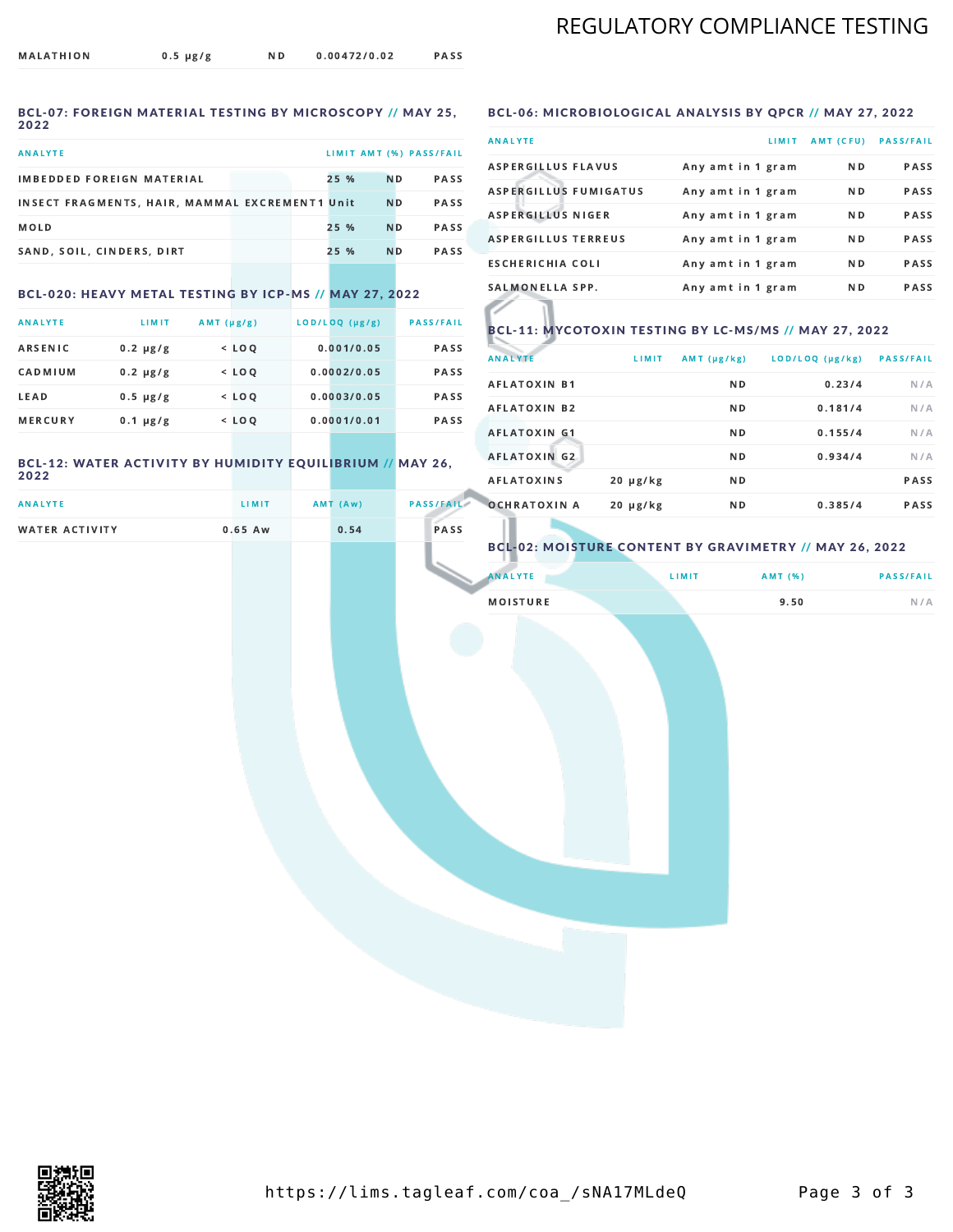# REGULATORY COMPLIANCE TESTING

| | | | | |
|---|---|---|---|---|
| MALATHION | 0.5 µg/g | ND | 0.00472/0.02 | PASS |

## BCL-07: FOREIGN MATERIAL TESTING BY MICROSCOPY // MAY 25, 2022

| ANALYTE | LIMIT | AMT (%) | PASS/FAIL |
|---|---|---|---|
| IMBEDDED FOREIGN MATERIAL | 25 % | ND | PASS |
| INSECT FRAGMENTS, HAIR, MAMMAL EXCREMENT | 1 Unit | ND | PASS |
| MOLD | 25 % | ND | PASS |
| SAND, SOIL, CINDERS, DIRT | 25 % | ND | PASS |

## BCL-020: HEAVY METAL TESTING BY ICP-MS // MAY 27, 2022

| ANALYTE | LIMIT | AMT (µg/g) | LOD/LOQ (µg/g) | PASS/FAIL |
|---|---|---|---|---|
| ARSENIC | 0.2 µg/g | < LOQ | 0.001/0.05 | PASS |
| CADMIUM | 0.2 µg/g | < LOQ | 0.0002/0.05 | PASS |
| LEAD | 0.5 µg/g | < LOQ | 0.0003/0.05 | PASS |
| MERCURY | 0.1 µg/g | < LOQ | 0.0001/0.01 | PASS |

## BCL-12: WATER ACTIVITY BY HUMIDITY EQUILIBRIUM // MAY 26, 2022

| ANALYTE | LIMIT | AMT (Aw) | PASS/FAIL |
|---|---|---|---|
| WATER ACTIVITY | 0.65 Aw | 0.54 | PASS |

## BCL-06: MICROBIOLOGICAL ANALYSIS BY QPCR // MAY 27, 2022

| ANALYTE | LIMIT | AMT (CFU) | PASS/FAIL |
|---|---|---|---|
| ASPERGILLUS FLAVUS | Any amt in 1 gram | ND | PASS |
| ASPERGILLUS FUMIGATUS | Any amt in 1 gram | ND | PASS |
| ASPERGILLUS NIGER | Any amt in 1 gram | ND | PASS |
| ASPERGILLUS TERREUS | Any amt in 1 gram | ND | PASS |
| ESCHERICHIA COLI | Any amt in 1 gram | ND | PASS |
| SALMONELLA SPP. | Any amt in 1 gram | ND | PASS |

## BCL-11: MYCOTOXIN TESTING BY LC-MS/MS // MAY 27, 2022

| ANALYTE | LIMIT | AMT (µg/kg) | LOD/LOQ (µg/kg) | PASS/FAIL |
|---|---|---|---|---|
| AFLATOXIN B1 | | ND | 0.23/4 | N/A |
| AFLATOXIN B2 | | ND | 0.181/4 | N/A |
| AFLATOXIN G1 | | ND | 0.155/4 | N/A |
| AFLATOXIN G2 | | ND | 0.934/4 | N/A |
| AFLATOXINS | 20 µg/kg | ND | | PASS |
| OCHRATOXIN A | 20 µg/kg | ND | 0.385/4 | PASS |

## BCL-02: MOISTURE CONTENT BY GRAVIMETRY // MAY 26, 2022

| ANALYTE | LIMIT | AMT (%) | PASS/FAIL |
|---|---|---|---|
| MOISTURE | | 9.50 | N/A |

https://lims.tagleaf.com/coa_/sNA17MLdeQ